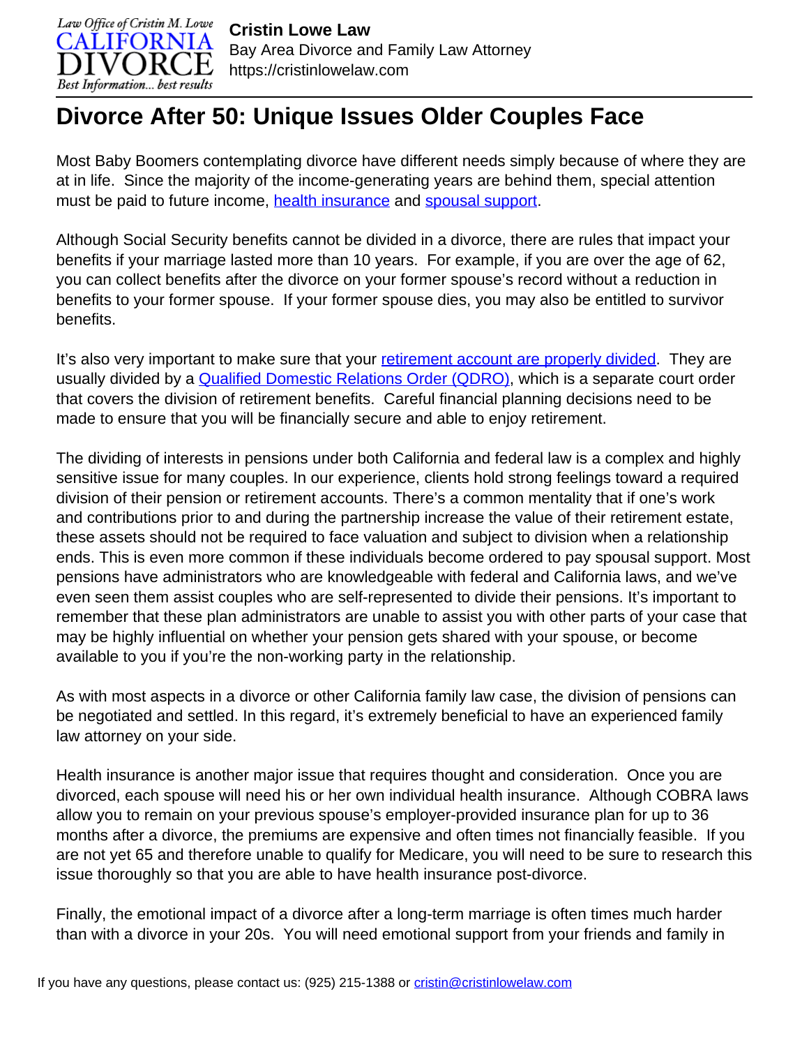**Cristin Lowe Law**
Bay Area Divorce and Family Law Attorney
https://cristinlowelaw.com

# Divorce After 50: Unique Issues Older Couples Face

Most Baby Boomers contemplating divorce have different needs simply because of where they are at in life. Since the majority of the income-generating years are behind them, special attention must be paid to future income, [health insurance]() and [spousal support]().

Although Social Security benefits cannot be divided in a divorce, there are rules that impact your benefits if your marriage lasted more than 10 years. For example, if you are over the age of 62, you can collect benefits after the divorce on your former spouse's record without a reduction in benefits to your former spouse. If your former spouse dies, you may also be entitled to survivor benefits.

It's also very important to make sure that your [retirement account are properly divided](). They are usually divided by a [Qualified Domestic Relations Order (QDRO)](), which is a separate court order that covers the division of retirement benefits. Careful financial planning decisions need to be made to ensure that you will be financially secure and able to enjoy retirement.

The dividing of interests in pensions under both California and federal law is a complex and highly sensitive issue for many couples. In our experience, clients hold strong feelings toward a required division of their pension or retirement accounts. There's a common mentality that if one's work and contributions prior to and during the partnership increase the value of their retirement estate, these assets should not be required to face valuation and subject to division when a relationship ends. This is even more common if these individuals become ordered to pay spousal support. Most pensions have administrators who are knowledgeable with federal and California laws, and we've even seen them assist couples who are self-represented to divide their pensions. It's important to remember that these plan administrators are unable to assist you with other parts of your case that may be highly influential on whether your pension gets shared with your spouse, or become available to you if you're the non-working party in the relationship.

As with most aspects in a divorce or other California family law case, the division of pensions can be negotiated and settled. In this regard, it's extremely beneficial to have an experienced family law attorney on your side.

Health insurance is another major issue that requires thought and consideration. Once you are divorced, each spouse will need his or her own individual health insurance. Although COBRA laws allow you to remain on your previous spouse's employer-provided insurance plan for up to 36 months after a divorce, the premiums are expensive and often times not financially feasible. If you are not yet 65 and therefore unable to qualify for Medicare, you will need to be sure to research this issue thoroughly so that you are able to have health insurance post-divorce.

Finally, the emotional impact of a divorce after a long-term marriage is often times much harder than with a divorce in your 20s. You will need emotional support from your friends and family in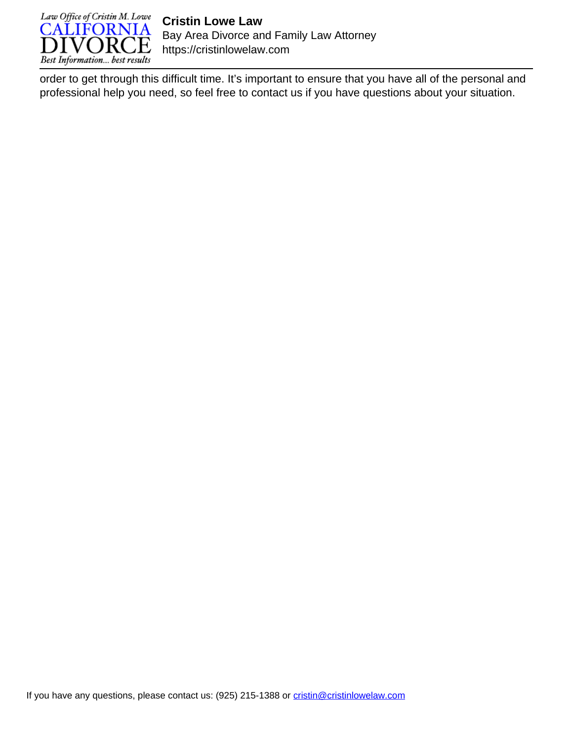order to get through this difficult time. It's important to ensure that you have all of the personal and professional help you need, so feel free to contact us if you have questions about your situation.